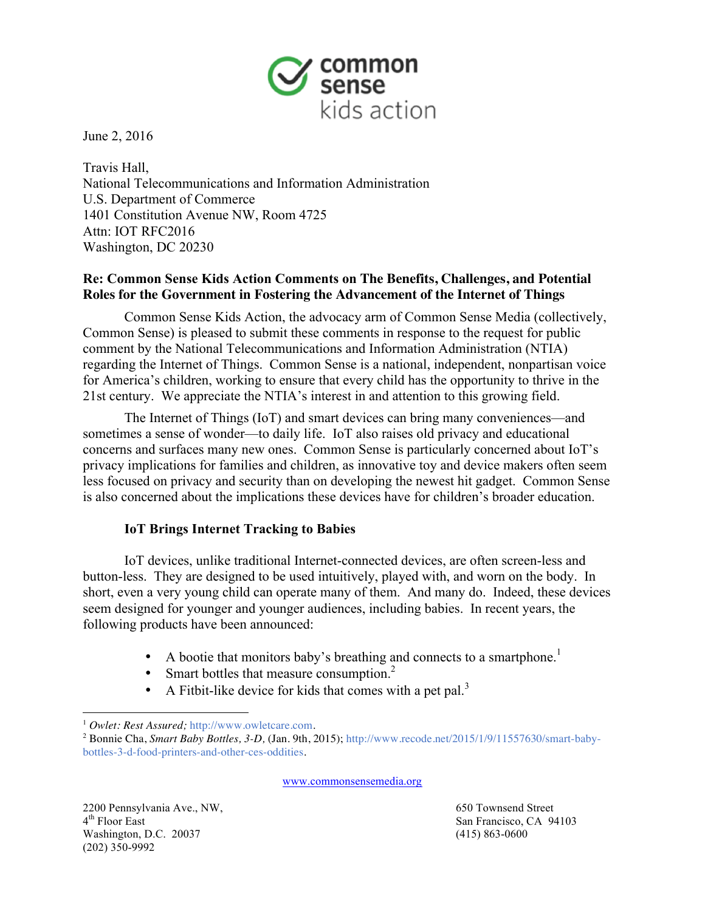June 2, 2016

Travis Hall,
National Telecommunications and Information Administration
U.S. Department of Commerce
1401 Constitution Avenue NW, Room 4725
Attn: IOT RFC2016
Washington, DC 20230

**Re: Common Sense Kids Action Comments on The Benefits, Challenges, and Potential Roles for the Government in Fostering the Advancement of the Internet of Things**

Common Sense Kids Action, the advocacy arm of Common Sense Media (collectively, Common Sense) is pleased to submit these comments in response to the request for public comment by the National Telecommunications and Information Administration (NTIA) regarding the Internet of Things. Common Sense is a national, independent, nonpartisan voice for America's children, working to ensure that every child has the opportunity to thrive in the 21st century. We appreciate the NTIA's interest in and attention to this growing field.

The Internet of Things (IoT) and smart devices can bring many conveniences—and sometimes a sense of wonder—to daily life. IoT also raises old privacy and educational concerns and surfaces many new ones. Common Sense is particularly concerned about IoT's privacy implications for families and children, as innovative toy and device makers often seem less focused on privacy and security than on developing the newest hit gadget. Common Sense is also concerned about the implications these devices have for children's broader education.

**IoT Brings Internet Tracking to Babies**

IoT devices, unlike traditional Internet-connected devices, are often screen-less and button-less. They are designed to be used intuitively, played with, and worn on the body. In short, even a very young child can operate many of them. And many do. Indeed, these devices seem designed for younger and younger audiences, including babies. In recent years, the following products have been announced:

- A bootie that monitors baby's breathing and connects to a smartphone.[1]
- Smart bottles that measure consumption.[2]
- A Fitbit-like device for kids that comes with a pet pal.[3]

[1] *Owlet: Rest Assured;* http://www.owletcare.com.

[2] Bonnie Cha, *Smart Baby Bottles, 3-D,* (Jan. 9th, 2015); http://www.recode.net/2015/1/9/11557630/smart-baby-bottles-3-d-food-printers-and-other-ces-oddities.

www.commonsensemedia.org

2200 Pennsylvania Ave., NW,
4th Floor East
Washington, D.C. 20037
(202) 350-9992

650 Townsend Street
San Francisco, CA 94103
(415) 863-0600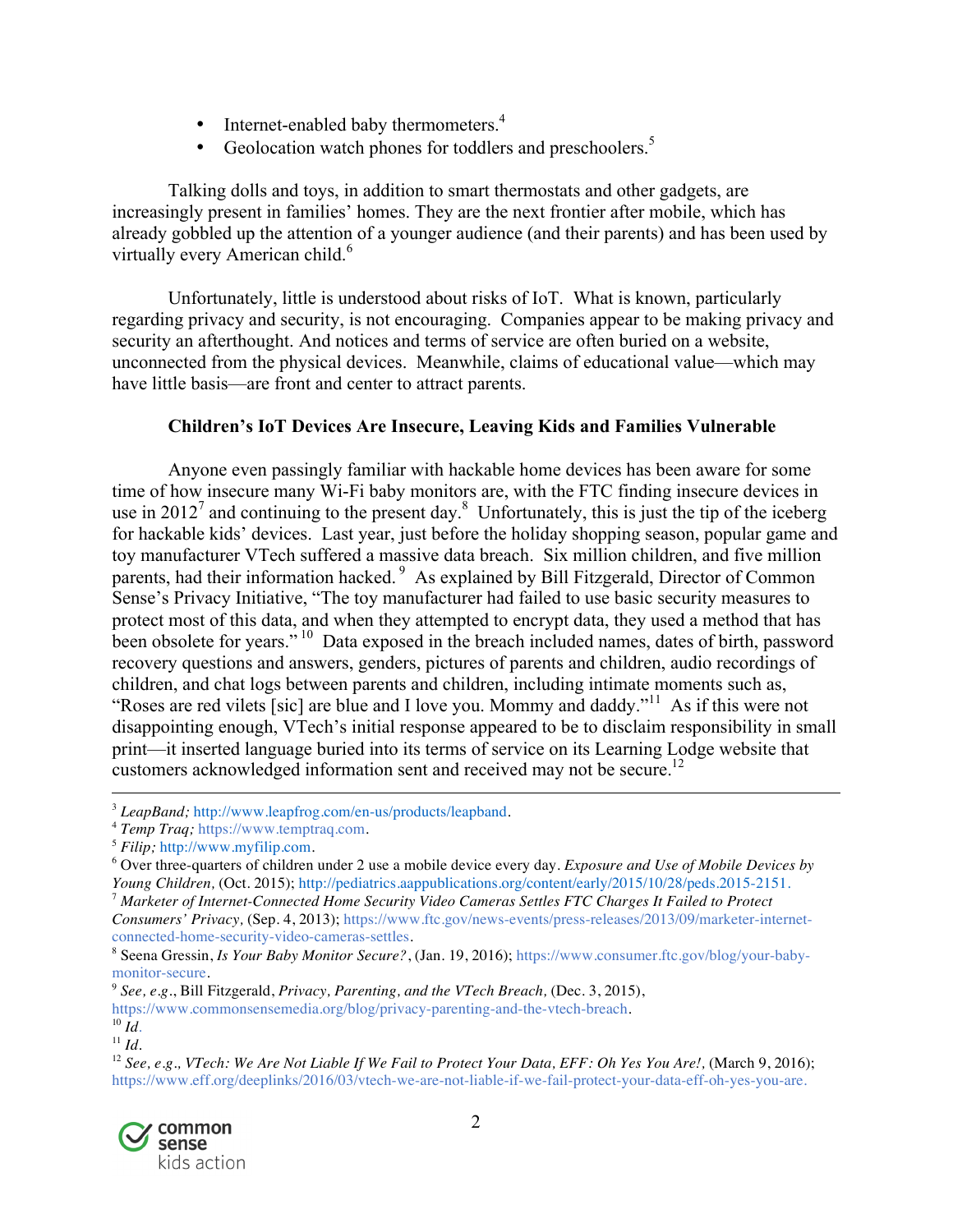- Internet-enabled baby thermometers.[4]
- Geolocation watch phones for toddlers and preschoolers.[5]

Talking dolls and toys, in addition to smart thermostats and other gadgets, are increasingly present in families' homes. They are the next frontier after mobile, which has already gobbled up the attention of a younger audience (and their parents) and has been used by virtually every American child.[6]

Unfortunately, little is understood about risks of IoT. What is known, particularly regarding privacy and security, is not encouraging. Companies appear to be making privacy and security an afterthought. And notices and terms of service are often buried on a website, unconnected from the physical devices. Meanwhile, claims of educational value—which may have little basis—are front and center to attract parents.

**Children's IoT Devices Are Insecure, Leaving Kids and Families Vulnerable**

Anyone even passingly familiar with hackable home devices has been aware for some time of how insecure many Wi-Fi baby monitors are, with the FTC finding insecure devices in use in 2012[7] and continuing to the present day.[8] Unfortunately, this is just the tip of the iceberg for hackable kids' devices. Last year, just before the holiday shopping season, popular game and toy manufacturer VTech suffered a massive data breach. Six million children, and five million parents, had their information hacked.[9] As explained by Bill Fitzgerald, Director of Common Sense's Privacy Initiative, "The toy manufacturer had failed to use basic security measures to protect most of this data, and when they attempted to encrypt data, they used a method that has been obsolete for years."[10] Data exposed in the breach included names, dates of birth, password recovery questions and answers, genders, pictures of parents and children, audio recordings of children, and chat logs between parents and children, including intimate moments such as, "Roses are red vilets [sic] are blue and I love you. Mommy and daddy."[11] As if this were not disappointing enough, VTech's initial response appeared to be to disclaim responsibility in small print—it inserted language buried into its terms of service on its Learning Lodge website that customers acknowledged information sent and received may not be secure.[12]

---

[3] *LeapBand;* http://www.leapfrog.com/en-us/products/leapband.
[4] *Temp Traq;* https://www.temptraq.com.
[5] *Filip;* http://www.myfilip.com.
[6] Over three-quarters of children under 2 use a mobile device every day. *Exposure and Use of Mobile Devices by Young Children,* (Oct. 2015); http://pediatrics.aappublications.org/content/early/2015/10/28/peds.2015-2151.
[7] *Marketer of Internet-Connected Home Security Video Cameras Settles FTC Charges It Failed to Protect Consumers' Privacy,* (Sep. 4, 2013); https://www.ftc.gov/news-events/press-releases/2013/09/marketer-internet-connected-home-security-video-cameras-settles.
[8] Seena Gressin, *Is Your Baby Monitor Secure?*, (Jan. 19, 2016); https://www.consumer.ftc.gov/blog/your-baby-monitor-secure.
[9] *See, e.g.*, Bill Fitzgerald, *Privacy, Parenting, and the VTech Breach,* (Dec. 3, 2015), https://www.commonsensemedia.org/blog/privacy-parenting-and-the-vtech-breach.
[10] *Id.*
[11] *Id.*
[12] *See, e.g., VTech: We Are Not Liable If We Fail to Protect Your Data, EFF: Oh Yes You Are!,* (March 9, 2016); https://www.eff.org/deeplinks/2016/03/vtech-we-are-not-liable-if-we-fail-protect-your-data-eff-oh-yes-you-are.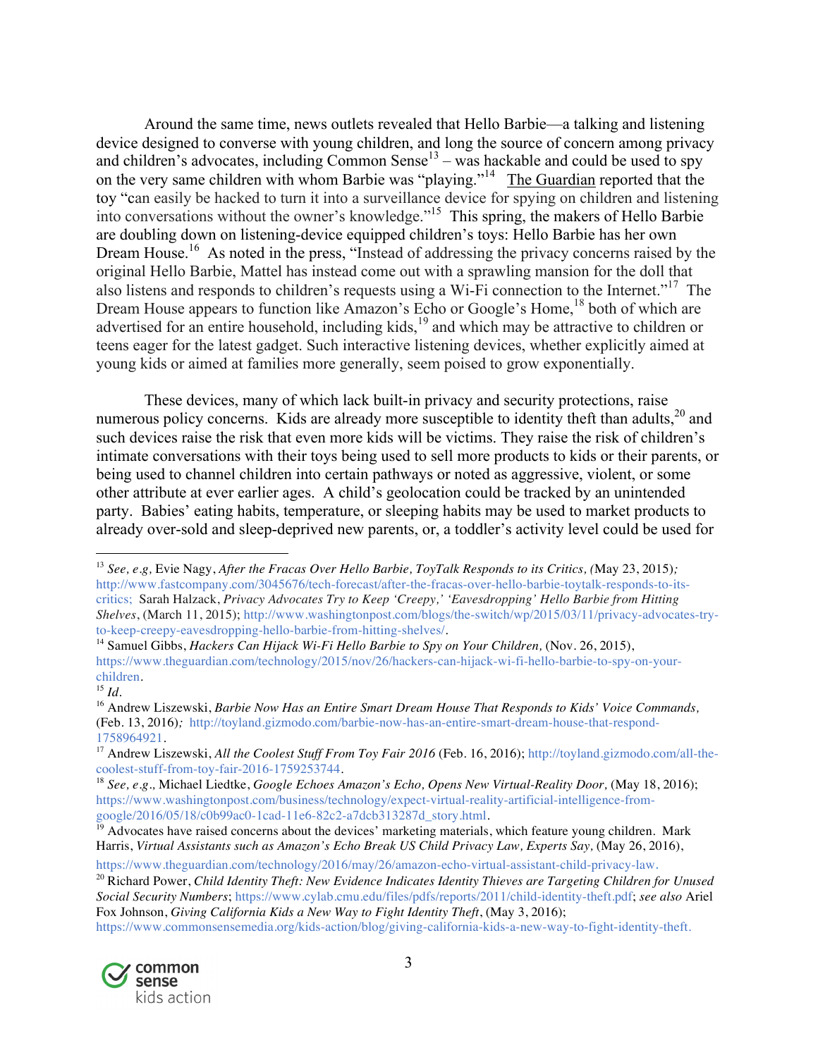Around the same time, news outlets revealed that Hello Barbie—a talking and listening device designed to converse with young children, and long the source of concern among privacy and children's advocates, including Common Sense[13] – was hackable and could be used to spy on the very same children with whom Barbie was "playing."[14] The Guardian reported that the toy "can easily be hacked to turn it into a surveillance device for spying on children and listening into conversations without the owner's knowledge."[15] This spring, the makers of Hello Barbie are doubling down on listening-device equipped children's toys: Hello Barbie has her own Dream House.[16] As noted in the press, "Instead of addressing the privacy concerns raised by the original Hello Barbie, Mattel has instead come out with a sprawling mansion for the doll that also listens and responds to children's requests using a Wi-Fi connection to the Internet."[17] The Dream House appears to function like Amazon's Echo or Google's Home,[18] both of which are advertised for an entire household, including kids,[19] and which may be attractive to children or teens eager for the latest gadget. Such interactive listening devices, whether explicitly aimed at young kids or aimed at families more generally, seem poised to grow exponentially.

These devices, many of which lack built-in privacy and security protections, raise numerous policy concerns. Kids are already more susceptible to identity theft than adults,[20] and such devices raise the risk that even more kids will be victims. They raise the risk of children's intimate conversations with their toys being used to sell more products to kids or their parents, or being used to channel children into certain pathways or noted as aggressive, violent, or some other attribute at ever earlier ages. A child's geolocation could be tracked by an unintended party. Babies' eating habits, temperature, or sleeping habits may be used to market products to already over-sold and sleep-deprived new parents, or, a toddler's activity level could be used for

---

[13] *See, e.g,* Evie Nagy, *After the Fracas Over Hello Barbie, ToyTalk Responds to its Critics, (*May 23, 2015)*;* http://www.fastcompany.com/3045676/tech-forecast/after-the-fracas-over-hello-barbie-toytalk-responds-to-its-critics; Sarah Halzack, *Privacy Advocates Try to Keep 'Creepy,' 'Eavesdropping' Hello Barbie from Hitting Shelves*, (March 11, 2015); http://www.washingtonpost.com/blogs/the-switch/wp/2015/03/11/privacy-advocates-try-to-keep-creepy-eavesdropping-hello-barbie-from-hitting-shelves/.

[14] Samuel Gibbs, *Hackers Can Hijack Wi-Fi Hello Barbie to Spy on Your Children,* (Nov. 26, 2015), https://www.theguardian.com/technology/2015/nov/26/hackers-can-hijack-wi-fi-hello-barbie-to-spy-on-your-children.

[15] *Id*.

[16] Andrew Liszewski, *Barbie Now Has an Entire Smart Dream House That Responds to Kids' Voice Commands*, (Feb. 13, 2016)*;* http://toyland.gizmodo.com/barbie-now-has-an-entire-smart-dream-house-that-respond-1758964921.

[17] Andrew Liszewski, *All the Coolest Stuff From Toy Fair 2016* (Feb. 16, 2016); http://toyland.gizmodo.com/all-the-coolest-stuff-from-toy-fair-2016-1759253744.

[18] *See, e.g*., Michael Liedtke, *Google Echoes Amazon's Echo, Opens New Virtual-Reality Door,* (May 18, 2016); https://www.washingtonpost.com/business/technology/expect-virtual-reality-artificial-intelligence-from-google/2016/05/18/c0b99ac0-1cad-11e6-82c2-a7dcb313287d_story.html.

[19] Advocates have raised concerns about the devices' marketing materials, which feature young children. Mark Harris, *Virtual Assistants such as Amazon's Echo Break US Child Privacy Law, Experts Say,* (May 26, 2016), https://www.theguardian.com/technology/2016/may/26/amazon-echo-virtual-assistant-child-privacy-law.

[20] Richard Power, *Child Identity Theft: New Evidence Indicates Identity Thieves are Targeting Children for Unused Social Security Numbers*; https://www.cylab.cmu.edu/files/pdfs/reports/2011/child-identity-theft.pdf; *see also* Ariel Fox Johnson, *Giving California Kids a New Way to Fight Identity Theft*, (May 3, 2016); https://www.commonsensemedia.org/kids-action/blog/giving-california-kids-a-new-way-to-fight-identity-theft.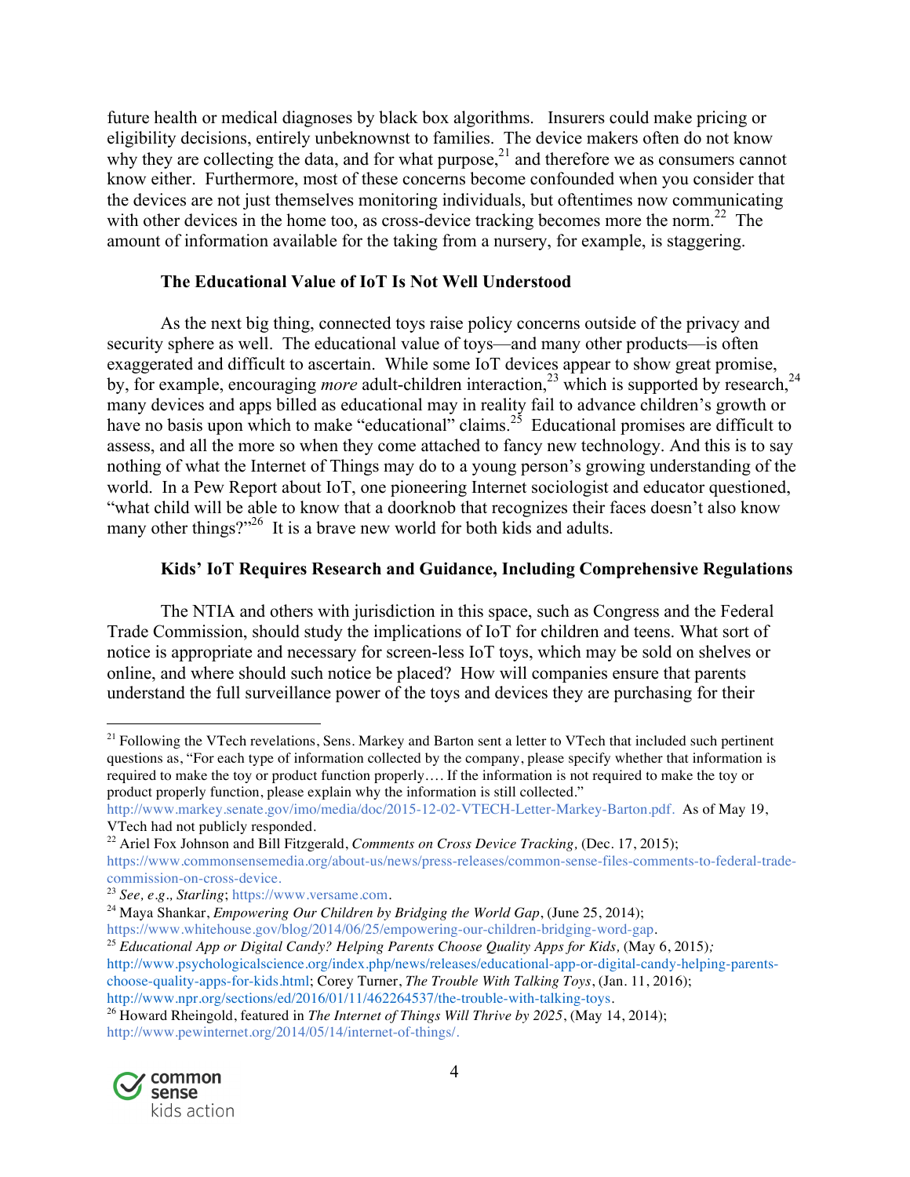future health or medical diagnoses by black box algorithms. Insurers could make pricing or eligibility decisions, entirely unbeknownst to families. The device makers often do not know why they are collecting the data, and for what purpose,[21] and therefore we as consumers cannot know either. Furthermore, most of these concerns become confounded when you consider that the devices are not just themselves monitoring individuals, but oftentimes now communicating with other devices in the home too, as cross-device tracking becomes more the norm.[22] The amount of information available for the taking from a nursery, for example, is staggering.

**The Educational Value of IoT Is Not Well Understood**

As the next big thing, connected toys raise policy concerns outside of the privacy and security sphere as well. The educational value of toys—and many other products—is often exaggerated and difficult to ascertain. While some IoT devices appear to show great promise, by, for example, encouraging *more* adult-children interaction,[23] which is supported by research,[24] many devices and apps billed as educational may in reality fail to advance children's growth or have no basis upon which to make "educational" claims.[25] Educational promises are difficult to assess, and all the more so when they come attached to fancy new technology. And this is to say nothing of what the Internet of Things may do to a young person's growing understanding of the world. In a Pew Report about IoT, one pioneering Internet sociologist and educator questioned, "what child will be able to know that a doorknob that recognizes their faces doesn't also know many other things?"[26] It is a brave new world for both kids and adults.

**Kids' IoT Requires Research and Guidance, Including Comprehensive Regulations**

The NTIA and others with jurisdiction in this space, such as Congress and the Federal Trade Commission, should study the implications of IoT for children and teens. What sort of notice is appropriate and necessary for screen-less IoT toys, which may be sold on shelves or online, and where should such notice be placed? How will companies ensure that parents understand the full surveillance power of the toys and devices they are purchasing for their

---

[21] Following the VTech revelations, Sens. Markey and Barton sent a letter to VTech that included such pertinent questions as, "For each type of information collected by the company, please specify whether that information is required to make the toy or product function properly…. If the information is not required to make the toy or product properly function, please explain why the information is still collected." http://www.markey.senate.gov/imo/media/doc/2015-12-02-VTECH-Letter-Markey-Barton.pdf. As of May 19, VTech had not publicly responded.

[22] Ariel Fox Johnson and Bill Fitzgerald, *Comments on Cross Device Tracking,* (Dec. 17, 2015); https://www.commonsensemedia.org/about-us/news/press-releases/common-sense-files-comments-to-federal-trade-commission-on-cross-device.

[23] *See, e.g., Starling*; https://www.versame.com.

[24] Maya Shankar, *Empowering Our Children by Bridging the World Gap*, (June 25, 2014); https://www.whitehouse.gov/blog/2014/06/25/empowering-our-children-bridging-word-gap.

[25] *Educational App or Digital Candy? Helping Parents Choose Quality Apps for Kids,* (May 6, 2015)*;* http://www.psychologicalscience.org/index.php/news/releases/educational-app-or-digital-candy-helping-parents-choose-quality-apps-for-kids.html; Corey Turner, *The Trouble With Talking Toys*, (Jan. 11, 2016); http://www.npr.org/sections/ed/2016/01/11/462264537/the-trouble-with-talking-toys.

[26] Howard Rheingold, featured in *The Internet of Things Will Thrive by 2025*, (May 14, 2014); http://www.pewinternet.org/2014/05/14/internet-of-things/.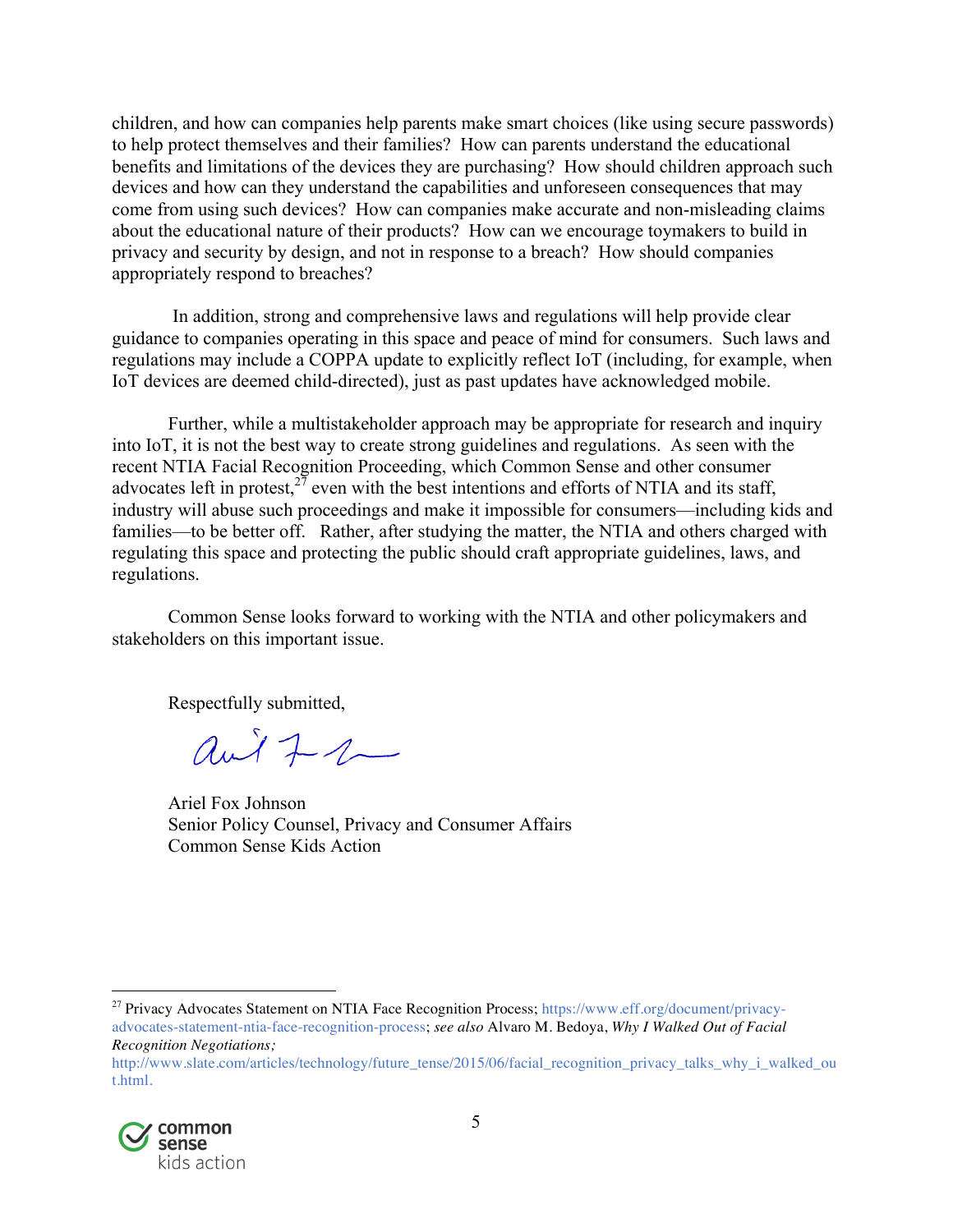children, and how can companies help parents make smart choices (like using secure passwords) to help protect themselves and their families? How can parents understand the educational benefits and limitations of the devices they are purchasing? How should children approach such devices and how can they understand the capabilities and unforeseen consequences that may come from using such devices? How can companies make accurate and non-misleading claims about the educational nature of their products? How can we encourage toymakers to build in privacy and security by design, and not in response to a breach? How should companies appropriately respond to breaches?

In addition, strong and comprehensive laws and regulations will help provide clear guidance to companies operating in this space and peace of mind for consumers. Such laws and regulations may include a COPPA update to explicitly reflect IoT (including, for example, when IoT devices are deemed child-directed), just as past updates have acknowledged mobile.

Further, while a multistakeholder approach may be appropriate for research and inquiry into IoT, it is not the best way to create strong guidelines and regulations. As seen with the recent NTIA Facial Recognition Proceeding, which Common Sense and other consumer advocates left in protest,[27] even with the best intentions and efforts of NTIA and its staff, industry will abuse such proceedings and make it impossible for consumers—including kids and families—to be better off. Rather, after studying the matter, the NTIA and others charged with regulating this space and protecting the public should craft appropriate guidelines, laws, and regulations.

Common Sense looks forward to working with the NTIA and other policymakers and stakeholders on this important issue.

Respectfully submitted,

Ariel Fox Johnson
Senior Policy Counsel, Privacy and Consumer Affairs
Common Sense Kids Action

---

[27] Privacy Advocates Statement on NTIA Face Recognition Process; https://www.eff.org/document/privacy-advocates-statement-ntia-face-recognition-process; *see also* Alvaro M. Bedoya, *Why I Walked Out of Facial Recognition Negotiations;* http://www.slate.com/articles/technology/future_tense/2015/06/facial_recognition_privacy_talks_why_i_walked_out.html.